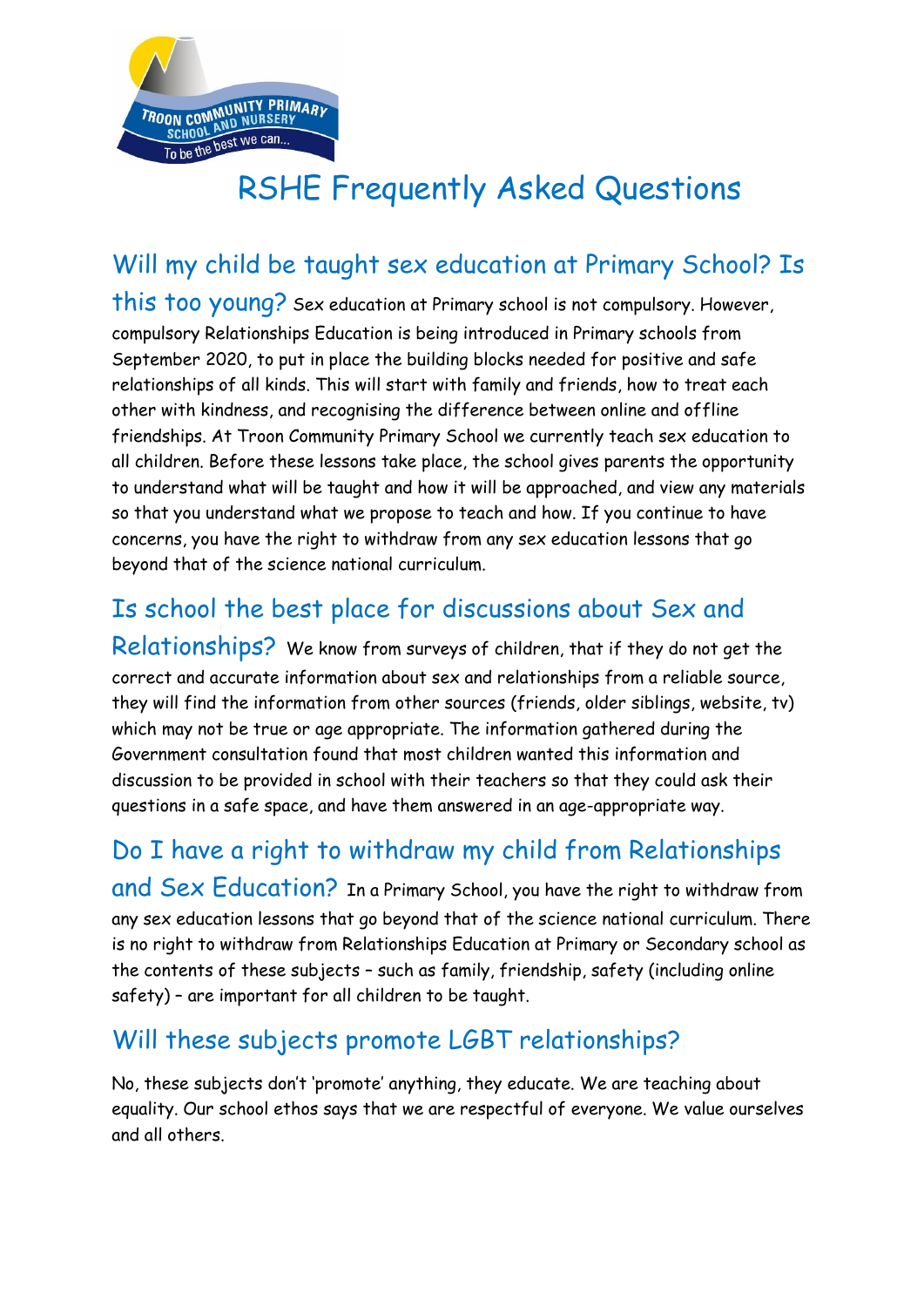TROON COMMUNITY PRIMARY SCHOOL AND NURSERY

To be the best we can...

# RSHE Frequently Asked Questions

## Will my child be taught sex education at Primary School? Is this too young?

Sex education at Primary school is not compulsory. However, compulsory Relationships Education is being introduced in Primary schools from September 2020, to put in place the building blocks needed for positive and safe relationships of all kinds. This will start with family and friends, how to treat each other with kindness, and recognising the difference between online and offline friendships. At Troon Community Primary School we currently teach sex education to all children. Before these lessons take place, the school gives parents the opportunity to understand what will be taught and how it will be approached, and view any materials so that you understand what we propose to teach and how. If you continue to have concerns, you have the right to withdraw from any sex education lessons that go beyond that of the science national curriculum.

## Is school the best place for discussions about Sex and Relationships?

We know from surveys of children, that if they do not get the correct and accurate information about sex and relationships from a reliable source, they will find the information from other sources (friends, older siblings, website, tv) which may not be true or age appropriate. The information gathered during the Government consultation found that most children wanted this information and discussion to be provided in school with their teachers so that they could ask their questions in a safe space, and have them answered in an age-appropriate way.

## Do I have a right to withdraw my child from Relationships and Sex Education?

In a Primary School, you have the right to withdraw from any sex education lessons that go beyond that of the science national curriculum. There is no right to withdraw from Relationships Education at Primary or Secondary school as the contents of these subjects – such as family, friendship, safety (including online safety) – are important for all children to be taught.

## Will these subjects promote LGBT relationships?

No, these subjects don't 'promote' anything, they educate. We are teaching about equality. Our school ethos says that we are respectful of everyone. We value ourselves and all others.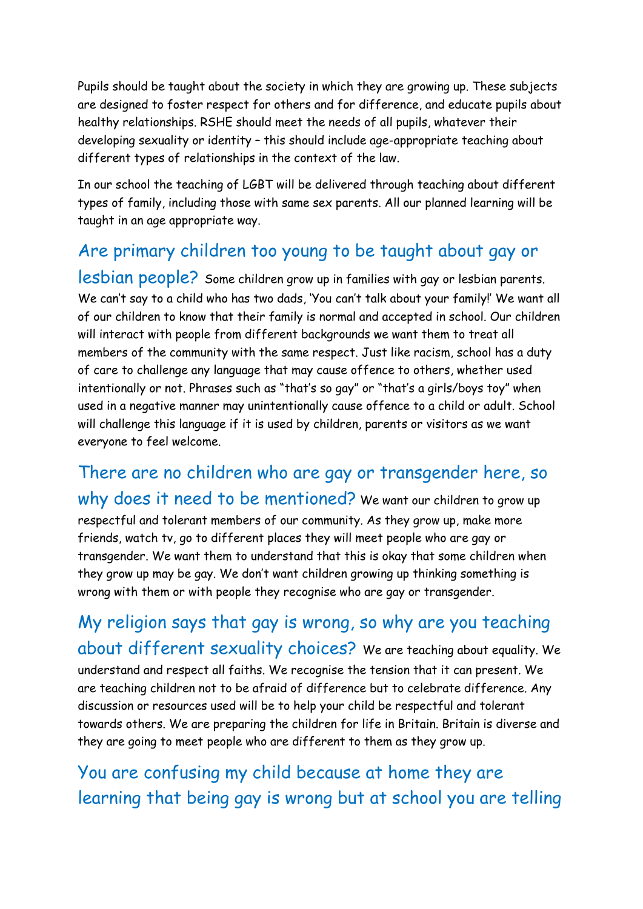Pupils should be taught about the society in which they are growing up. These subjects are designed to foster respect for others and for difference, and educate pupils about healthy relationships. RSHE should meet the needs of all pupils, whatever their developing sexuality or identity – this should include age-appropriate teaching about different types of relationships in the context of the law.

In our school the teaching of LGBT will be delivered through teaching about different types of family, including those with same sex parents. All our planned learning will be taught in an age appropriate way.

## Are primary children too young to be taught about gay or lesbian people?

Some children grow up in families with gay or lesbian parents. We can't say to a child who has two dads, 'You can't talk about your family!' We want all of our children to know that their family is normal and accepted in school. Our children will interact with people from different backgrounds we want them to treat all members of the community with the same respect. Just like racism, school has a duty of care to challenge any language that may cause offence to others, whether used intentionally or not. Phrases such as "that's so gay" or "that's a girls/boys toy" when used in a negative manner may unintentionally cause offence to a child or adult. School will challenge this language if it is used by children, parents or visitors as we want everyone to feel welcome.

## There are no children who are gay or transgender here, so why does it need to be mentioned?

We want our children to grow up respectful and tolerant members of our community. As they grow up, make more friends, watch tv, go to different places they will meet people who are gay or transgender. We want them to understand that this is okay that some children when they grow up may be gay. We don't want children growing up thinking something is wrong with them or with people they recognise who are gay or transgender.

## My religion says that gay is wrong, so why are you teaching about different sexuality choices?

We are teaching about equality. We understand and respect all faiths. We recognise the tension that it can present. We are teaching children not to be afraid of difference but to celebrate difference. Any discussion or resources used will be to help your child be respectful and tolerant towards others. We are preparing the children for life in Britain. Britain is diverse and they are going to meet people who are different to them as they grow up.

## You are confusing my child because at home they are learning that being gay is wrong but at school you are telling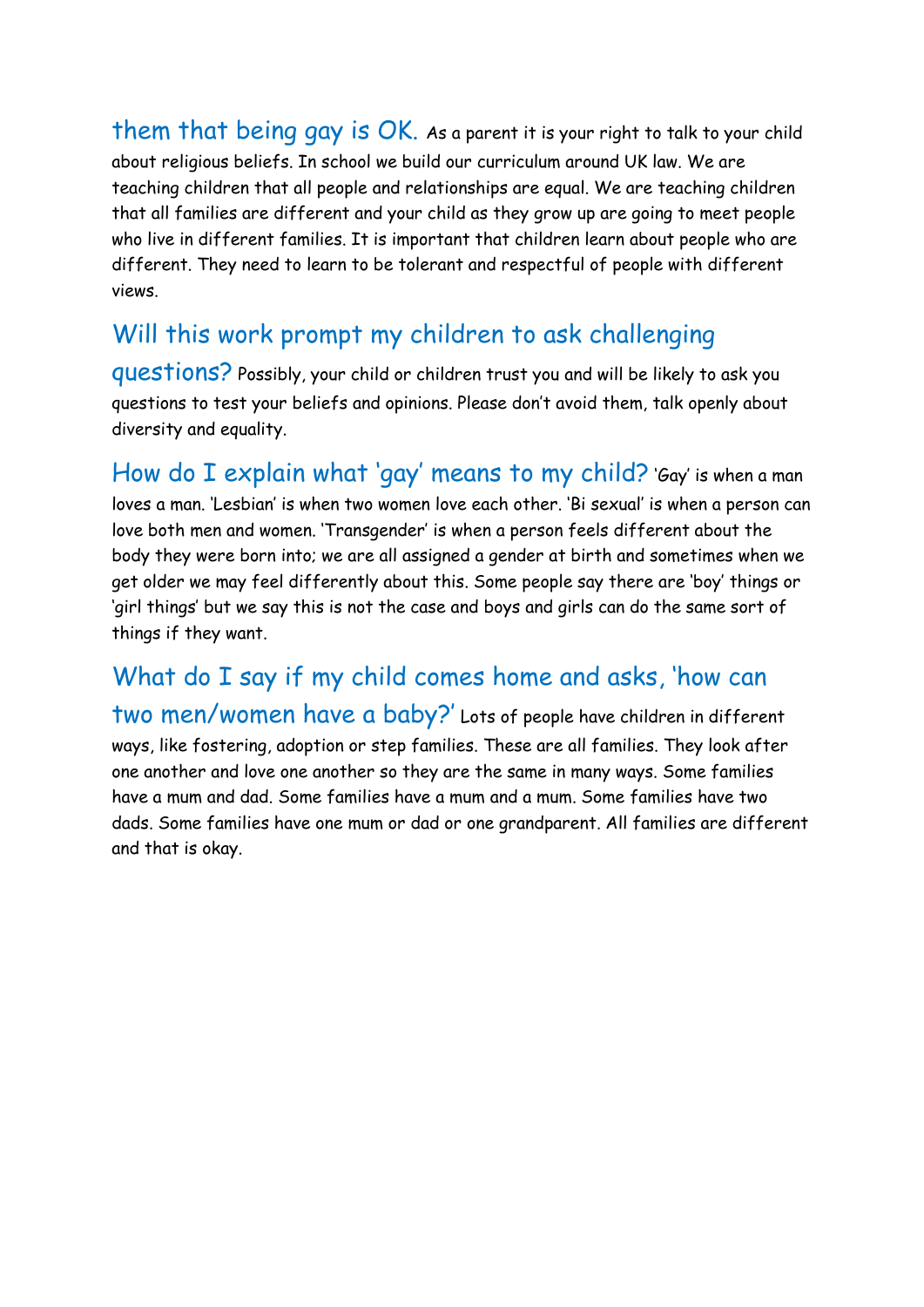**them that being gay is OK.** As a parent it is your right to talk to your child about religious beliefs. In school we build our curriculum around UK law. We are teaching children that all people and relationships are equal. We are teaching children that all families are different and your child as they grow up are going to meet people who live in different families. It is important that children learn about people who are different. They need to learn to be tolerant and respectful of people with different views.

**Will this work prompt my children to ask challenging questions?** Possibly, your child or children trust you and will be likely to ask you questions to test your beliefs and opinions. Please don't avoid them, talk openly about diversity and equality.

**How do I explain what 'gay' means to my child?** 'Gay' is when a man loves a man. 'Lesbian' is when two women love each other. 'Bi sexual' is when a person can love both men and women. 'Transgender' is when a person feels different about the body they were born into; we are all assigned a gender at birth and sometimes when we get older we may feel differently about this. Some people say there are 'boy' things or 'girl things' but we say this is not the case and boys and girls can do the same sort of things if they want.

**What do I say if my child comes home and asks, 'how can two men/women have a baby?'** Lots of people have children in different ways, like fostering, adoption or step families. These are all families. They look after one another and love one another so they are the same in many ways. Some families have a mum and dad. Some families have a mum and a mum. Some families have two dads. Some families have one mum or dad or one grandparent. All families are different and that is okay.